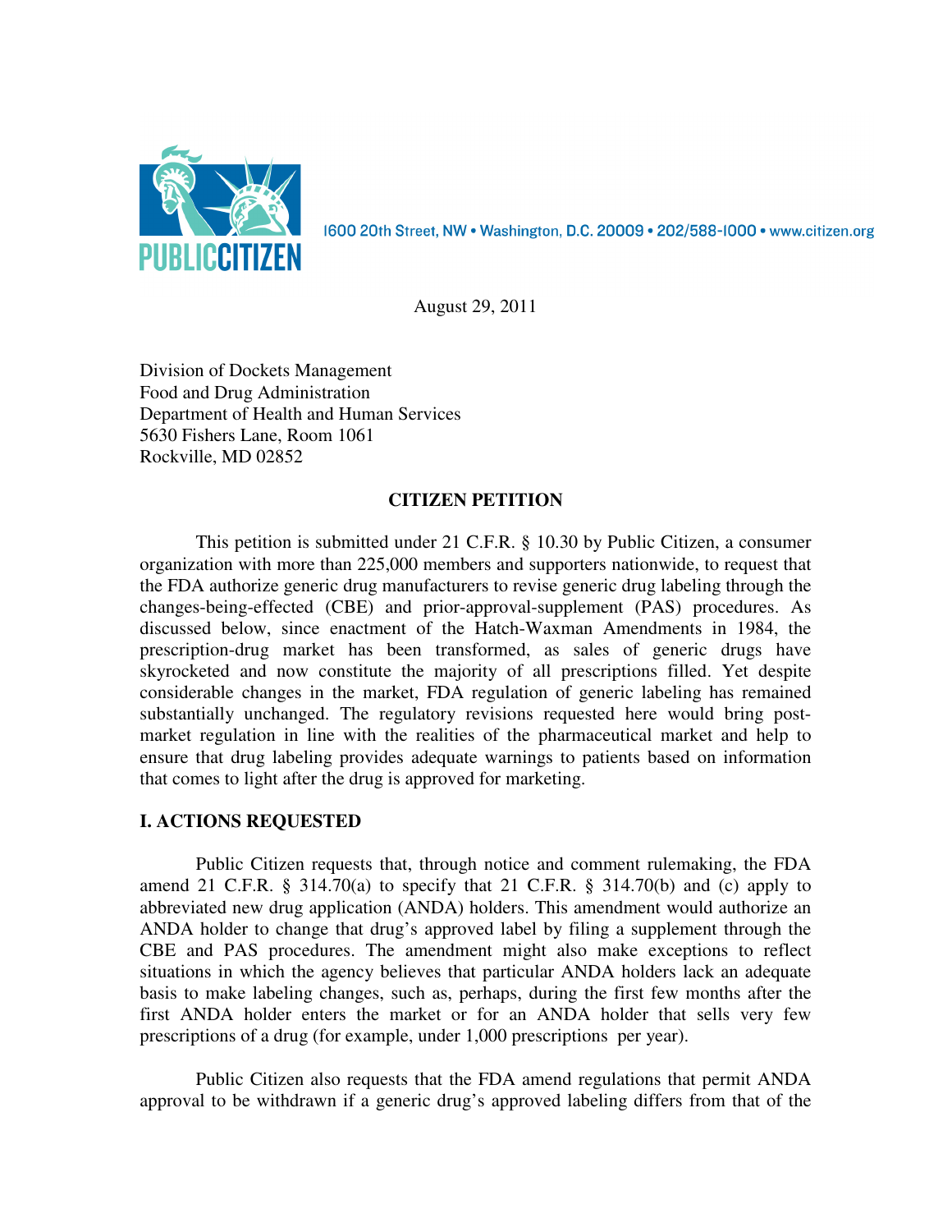PUBLIC CITIZEN

1600 20th Street, NW • Washington, D.C. 20009 • 202/588-1000 • www.citizen.org

August 29, 2011

Division of Dockets Management
Food and Drug Administration
Department of Health and Human Services
5630 Fishers Lane, Room 1061
Rockville, MD 02852

## CITIZEN PETITION

This petition is submitted under 21 C.F.R. § 10.30 by Public Citizen, a consumer organization with more than 225,000 members and supporters nationwide, to request that the FDA authorize generic drug manufacturers to revise generic drug labeling through the changes-being-effected (CBE) and prior-approval-supplement (PAS) procedures. As discussed below, since enactment of the Hatch-Waxman Amendments in 1984, the prescription-drug market has been transformed, as sales of generic drugs have skyrocketed and now constitute the majority of all prescriptions filled. Yet despite considerable changes in the market, FDA regulation of generic labeling has remained substantially unchanged. The regulatory revisions requested here would bring post-market regulation in line with the realities of the pharmaceutical market and help to ensure that drug labeling provides adequate warnings to patients based on information that comes to light after the drug is approved for marketing.

## I. ACTIONS REQUESTED

Public Citizen requests that, through notice and comment rulemaking, the FDA amend 21 C.F.R. § 314.70(a) to specify that 21 C.F.R. § 314.70(b) and (c) apply to abbreviated new drug application (ANDA) holders. This amendment would authorize an ANDA holder to change that drug's approved label by filing a supplement through the CBE and PAS procedures. The amendment might also make exceptions to reflect situations in which the agency believes that particular ANDA holders lack an adequate basis to make labeling changes, such as, perhaps, during the first few months after the first ANDA holder enters the market or for an ANDA holder that sells very few prescriptions of a drug (for example, under 1,000 prescriptions per year).

Public Citizen also requests that the FDA amend regulations that permit ANDA approval to be withdrawn if a generic drug's approved labeling differs from that of the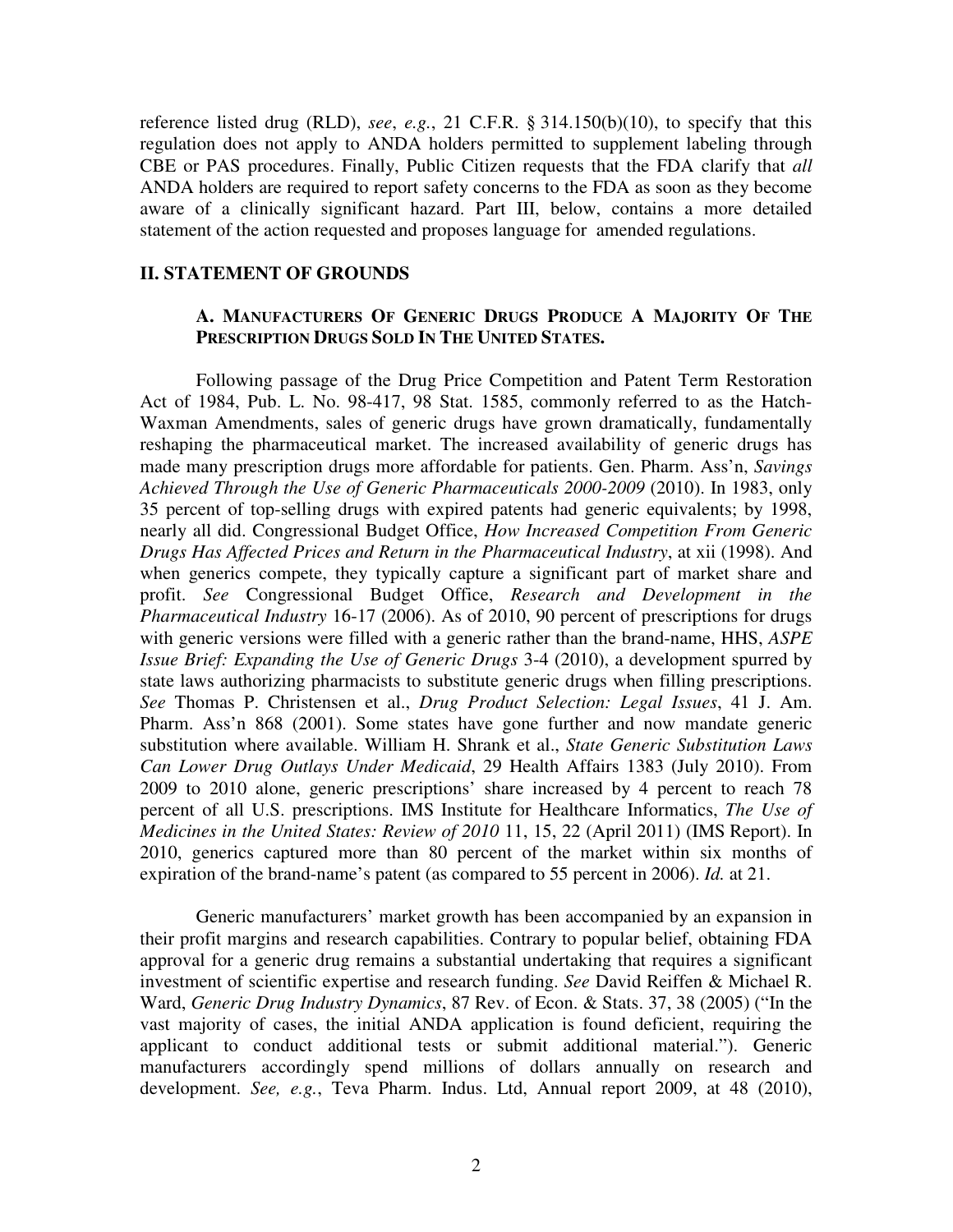reference listed drug (RLD), *see*, *e.g.*, 21 C.F.R. § 314.150(b)(10), to specify that this regulation does not apply to ANDA holders permitted to supplement labeling through CBE or PAS procedures. Finally, Public Citizen requests that the FDA clarify that *all* ANDA holders are required to report safety concerns to the FDA as soon as they become aware of a clinically significant hazard. Part III, below, contains a more detailed statement of the action requested and proposes language for amended regulations.

## II. STATEMENT OF GROUNDS

### A. MANUFACTURERS OF GENERIC DRUGS PRODUCE A MAJORITY OF THE PRESCRIPTION DRUGS SOLD IN THE UNITED STATES.

Following passage of the Drug Price Competition and Patent Term Restoration Act of 1984, Pub. L. No. 98-417, 98 Stat. 1585, commonly referred to as the Hatch-Waxman Amendments, sales of generic drugs have grown dramatically, fundamentally reshaping the pharmaceutical market. The increased availability of generic drugs has made many prescription drugs more affordable for patients. Gen. Pharm. Ass'n, *Savings Achieved Through the Use of Generic Pharmaceuticals 2000-2009* (2010). In 1983, only 35 percent of top-selling drugs with expired patents had generic equivalents; by 1998, nearly all did. Congressional Budget Office, *How Increased Competition From Generic Drugs Has Affected Prices and Return in the Pharmaceutical Industry*, at xii (1998). And when generics compete, they typically capture a significant part of market share and profit. *See* Congressional Budget Office, *Research and Development in the Pharmaceutical Industry* 16-17 (2006). As of 2010, 90 percent of prescriptions for drugs with generic versions were filled with a generic rather than the brand-name, HHS, *ASPE Issue Brief: Expanding the Use of Generic Drugs* 3-4 (2010), a development spurred by state laws authorizing pharmacists to substitute generic drugs when filling prescriptions. *See* Thomas P. Christensen et al., *Drug Product Selection: Legal Issues*, 41 J. Am. Pharm. Ass'n 868 (2001). Some states have gone further and now mandate generic substitution where available. William H. Shrank et al., *State Generic Substitution Laws Can Lower Drug Outlays Under Medicaid*, 29 Health Affairs 1383 (July 2010). From 2009 to 2010 alone, generic prescriptions' share increased by 4 percent to reach 78 percent of all U.S. prescriptions. IMS Institute for Healthcare Informatics, *The Use of Medicines in the United States: Review of 2010* 11, 15, 22 (April 2011) (IMS Report). In 2010, generics captured more than 80 percent of the market within six months of expiration of the brand-name's patent (as compared to 55 percent in 2006). *Id.* at 21.

Generic manufacturers' market growth has been accompanied by an expansion in their profit margins and research capabilities. Contrary to popular belief, obtaining FDA approval for a generic drug remains a substantial undertaking that requires a significant investment of scientific expertise and research funding. *See* David Reiffen & Michael R. Ward, *Generic Drug Industry Dynamics*, 87 Rev. of Econ. & Stats. 37, 38 (2005) ("In the vast majority of cases, the initial ANDA application is found deficient, requiring the applicant to conduct additional tests or submit additional material."). Generic manufacturers accordingly spend millions of dollars annually on research and development. *See, e.g.*, Teva Pharm. Indus. Ltd, Annual report 2009, at 48 (2010),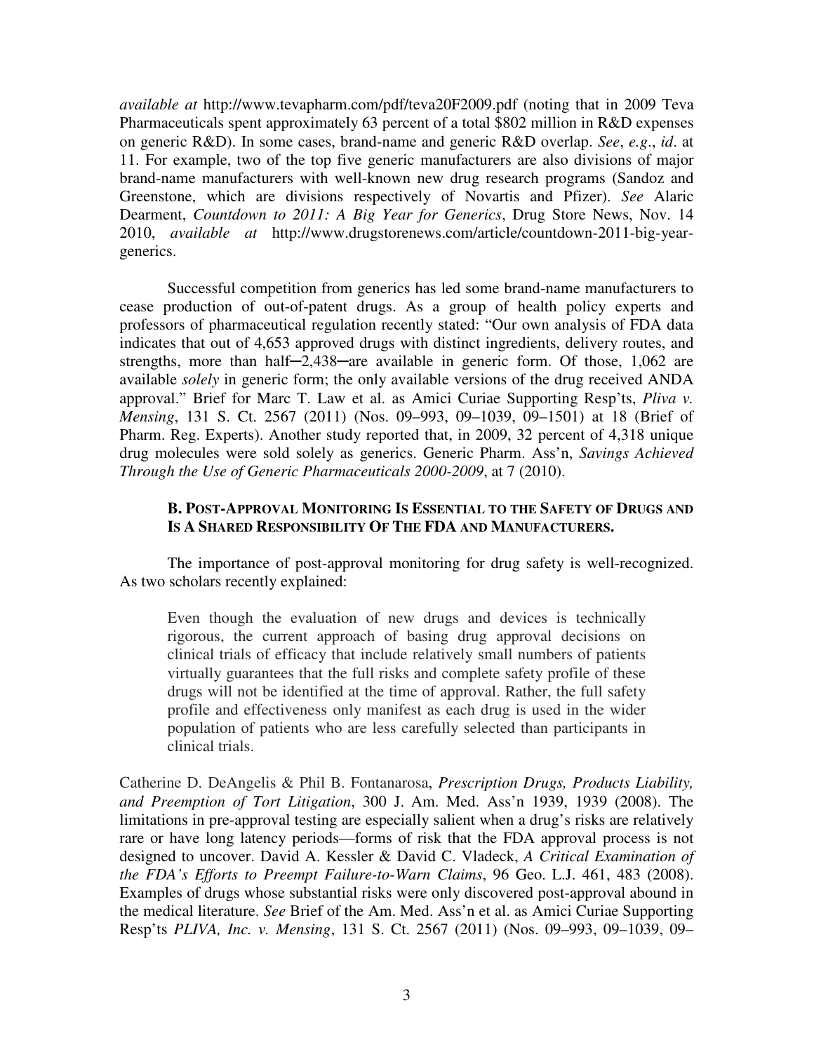*available at* http://www.tevapharm.com/pdf/teva20F2009.pdf (noting that in 2009 Teva Pharmaceuticals spent approximately 63 percent of a total $802 million in R&D expenses on generic R&D). In some cases, brand-name and generic R&D overlap. *See*, *e.g*., *id*. at 11. For example, two of the top five generic manufacturers are also divisions of major brand-name manufacturers with well-known new drug research programs (Sandoz and Greenstone, which are divisions respectively of Novartis and Pfizer). *See* Alaric Dearment, *Countdown to 2011: A Big Year for Generics*, Drug Store News, Nov. 14 2010, *available at* http://www.drugstorenews.com/article/countdown-2011-big-year-generics.

Successful competition from generics has led some brand-name manufacturers to cease production of out-of-patent drugs. As a group of health policy experts and professors of pharmaceutical regulation recently stated: "Our own analysis of FDA data indicates that out of 4,653 approved drugs with distinct ingredients, delivery routes, and strengths, more than half─2,438─are available in generic form. Of those, 1,062 are available *solely* in generic form; the only available versions of the drug received ANDA approval." Brief for Marc T. Law et al. as Amici Curiae Supporting Resp'ts, *Pliva v. Mensing*, 131 S. Ct. 2567 (2011) (Nos. 09–993, 09–1039, 09–1501) at 18 (Brief of Pharm. Reg. Experts). Another study reported that, in 2009, 32 percent of 4,318 unique drug molecules were sold solely as generics. Generic Pharm. Ass'n, *Savings Achieved Through the Use of Generic Pharmaceuticals 2000-2009*, at 7 (2010).

### B. Post-Approval Monitoring Is Essential to the Safety of Drugs and Is A Shared Responsibility Of The FDA and Manufacturers.

The importance of post-approval monitoring for drug safety is well-recognized. As two scholars recently explained:

> Even though the evaluation of new drugs and devices is technically rigorous, the current approach of basing drug approval decisions on clinical trials of efficacy that include relatively small numbers of patients virtually guarantees that the full risks and complete safety profile of these drugs will not be identified at the time of approval. Rather, the full safety profile and effectiveness only manifest as each drug is used in the wider population of patients who are less carefully selected than participants in clinical trials.

Catherine D. DeAngelis & Phil B. Fontanarosa, *Prescription Drugs, Products Liability, and Preemption of Tort Litigation*, 300 J. Am. Med. Ass'n 1939, 1939 (2008). The limitations in pre-approval testing are especially salient when a drug's risks are relatively rare or have long latency periods—forms of risk that the FDA approval process is not designed to uncover. David A. Kessler & David C. Vladeck, *A Critical Examination of the FDA's Efforts to Preempt Failure-to-Warn Claims*, 96 Geo. L.J. 461, 483 (2008). Examples of drugs whose substantial risks were only discovered post-approval abound in the medical literature. *See* Brief of the Am. Med. Ass'n et al. as Amici Curiae Supporting Resp'ts *PLIVA, Inc. v. Mensing*, 131 S. Ct. 2567 (2011) (Nos. 09–993, 09–1039, 09–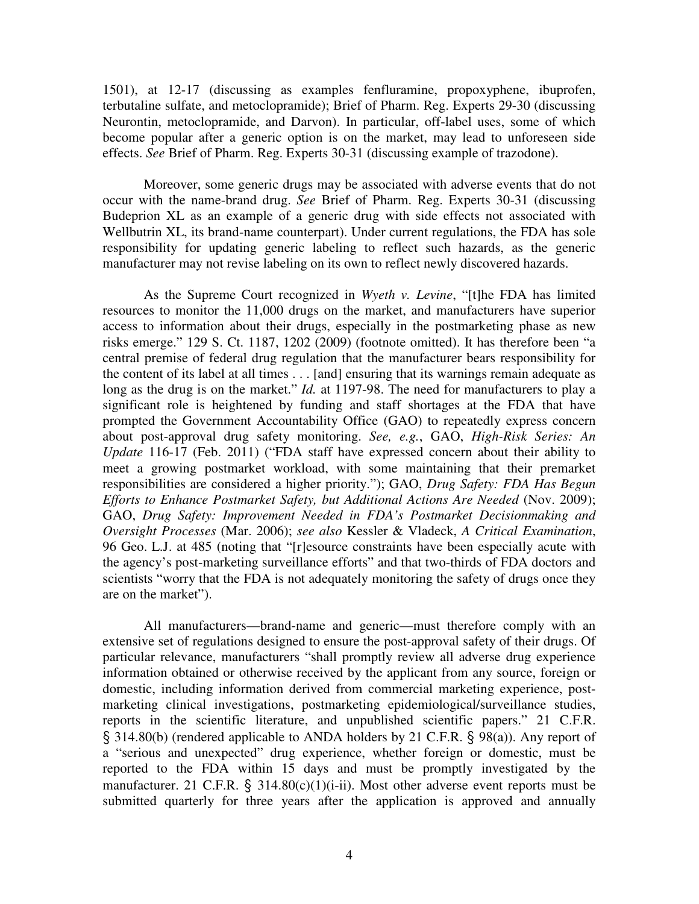1501), at 12-17 (discussing as examples fenfluramine, propoxyphene, ibuprofen, terbutaline sulfate, and metoclopramide); Brief of Pharm. Reg. Experts 29-30 (discussing Neurontin, metoclopramide, and Darvon). In particular, off-label uses, some of which become popular after a generic option is on the market, may lead to unforeseen side effects. *See* Brief of Pharm. Reg. Experts 30-31 (discussing example of trazodone).

Moreover, some generic drugs may be associated with adverse events that do not occur with the name-brand drug. *See* Brief of Pharm. Reg. Experts 30-31 (discussing Budeprion XL as an example of a generic drug with side effects not associated with Wellbutrin XL, its brand-name counterpart). Under current regulations, the FDA has sole responsibility for updating generic labeling to reflect such hazards, as the generic manufacturer may not revise labeling on its own to reflect newly discovered hazards.

As the Supreme Court recognized in *Wyeth v. Levine*, "[t]he FDA has limited resources to monitor the 11,000 drugs on the market, and manufacturers have superior access to information about their drugs, especially in the postmarketing phase as new risks emerge." 129 S. Ct. 1187, 1202 (2009) (footnote omitted). It has therefore been "a central premise of federal drug regulation that the manufacturer bears responsibility for the content of its label at all times . . . [and] ensuring that its warnings remain adequate as long as the drug is on the market." *Id.* at 1197-98. The need for manufacturers to play a significant role is heightened by funding and staff shortages at the FDA that have prompted the Government Accountability Office (GAO) to repeatedly express concern about post-approval drug safety monitoring. *See, e.g.*, GAO, *High-Risk Series: An Update* 116-17 (Feb. 2011) ("FDA staff have expressed concern about their ability to meet a growing postmarket workload, with some maintaining that their premarket responsibilities are considered a higher priority."); GAO, *Drug Safety: FDA Has Begun Efforts to Enhance Postmarket Safety, but Additional Actions Are Needed* (Nov. 2009); GAO, *Drug Safety: Improvement Needed in FDA's Postmarket Decisionmaking and Oversight Processes* (Mar. 2006); *see also* Kessler & Vladeck, *A Critical Examination*, 96 Geo. L.J. at 485 (noting that "[r]esource constraints have been especially acute with the agency's post-marketing surveillance efforts" and that two-thirds of FDA doctors and scientists "worry that the FDA is not adequately monitoring the safety of drugs once they are on the market").

All manufacturers—brand-name and generic—must therefore comply with an extensive set of regulations designed to ensure the post-approval safety of their drugs. Of particular relevance, manufacturers "shall promptly review all adverse drug experience information obtained or otherwise received by the applicant from any source, foreign or domestic, including information derived from commercial marketing experience, post-marketing clinical investigations, postmarketing epidemiological/surveillance studies, reports in the scientific literature, and unpublished scientific papers." 21 C.F.R. § 314.80(b) (rendered applicable to ANDA holders by 21 C.F.R. § 98(a)). Any report of a "serious and unexpected" drug experience, whether foreign or domestic, must be reported to the FDA within 15 days and must be promptly investigated by the manufacturer. 21 C.F.R. § 314.80(c)(1)(i-ii). Most other adverse event reports must be submitted quarterly for three years after the application is approved and annually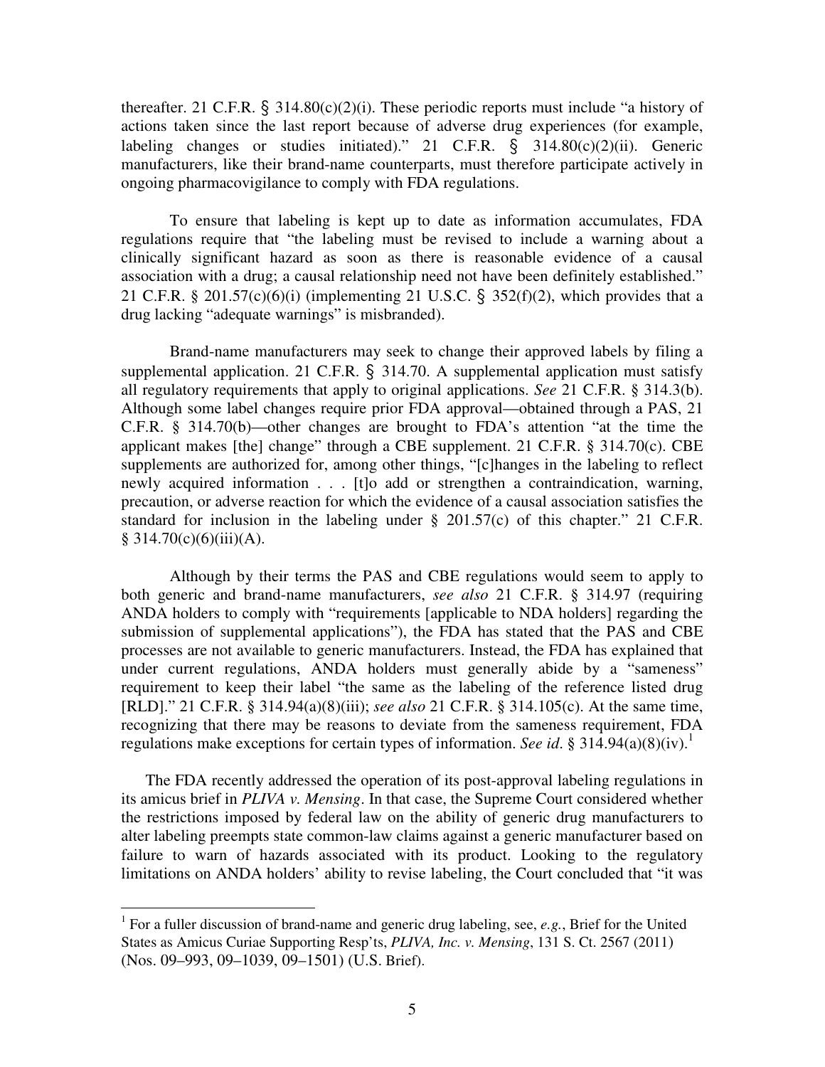thereafter. 21 C.F.R. § 314.80(c)(2)(i). These periodic reports must include "a history of actions taken since the last report because of adverse drug experiences (for example, labeling changes or studies initiated)." 21 C.F.R. § 314.80(c)(2)(ii). Generic manufacturers, like their brand-name counterparts, must therefore participate actively in ongoing pharmacovigilance to comply with FDA regulations.

To ensure that labeling is kept up to date as information accumulates, FDA regulations require that "the labeling must be revised to include a warning about a clinically significant hazard as soon as there is reasonable evidence of a causal association with a drug; a causal relationship need not have been definitely established." 21 C.F.R. § 201.57(c)(6)(i) (implementing 21 U.S.C. § 352(f)(2), which provides that a drug lacking "adequate warnings" is misbranded).

Brand-name manufacturers may seek to change their approved labels by filing a supplemental application. 21 C.F.R. § 314.70. A supplemental application must satisfy all regulatory requirements that apply to original applications. *See* 21 C.F.R. § 314.3(b). Although some label changes require prior FDA approval—obtained through a PAS, 21 C.F.R. § 314.70(b)—other changes are brought to FDA's attention "at the time the applicant makes [the] change" through a CBE supplement. 21 C.F.R. § 314.70(c). CBE supplements are authorized for, among other things, "[c]hanges in the labeling to reflect newly acquired information . . . [t]o add or strengthen a contraindication, warning, precaution, or adverse reaction for which the evidence of a causal association satisfies the standard for inclusion in the labeling under § 201.57(c) of this chapter." 21 C.F.R. § 314.70(c)(6)(iii)(A).

Although by their terms the PAS and CBE regulations would seem to apply to both generic and brand-name manufacturers, *see also* 21 C.F.R. § 314.97 (requiring ANDA holders to comply with "requirements [applicable to NDA holders] regarding the submission of supplemental applications"), the FDA has stated that the PAS and CBE processes are not available to generic manufacturers. Instead, the FDA has explained that under current regulations, ANDA holders must generally abide by a "sameness" requirement to keep their label "the same as the labeling of the reference listed drug [RLD]." 21 C.F.R. § 314.94(a)(8)(iii); *see also* 21 C.F.R. § 314.105(c). At the same time, recognizing that there may be reasons to deviate from the sameness requirement, FDA regulations make exceptions for certain types of information. *See id.* § 314.94(a)(8)(iv).[1]

The FDA recently addressed the operation of its post-approval labeling regulations in its amicus brief in *PLIVA v. Mensing*. In that case, the Supreme Court considered whether the restrictions imposed by federal law on the ability of generic drug manufacturers to alter labeling preempts state common-law claims against a generic manufacturer based on failure to warn of hazards associated with its product. Looking to the regulatory limitations on ANDA holders' ability to revise labeling, the Court concluded that "it was

[1] For a fuller discussion of brand-name and generic drug labeling, see, *e.g.*, Brief for the United States as Amicus Curiae Supporting Resp'ts, *PLIVA, Inc. v. Mensing*, 131 S. Ct. 2567 (2011) (Nos. 09–993, 09–1039, 09–1501) (U.S. Brief).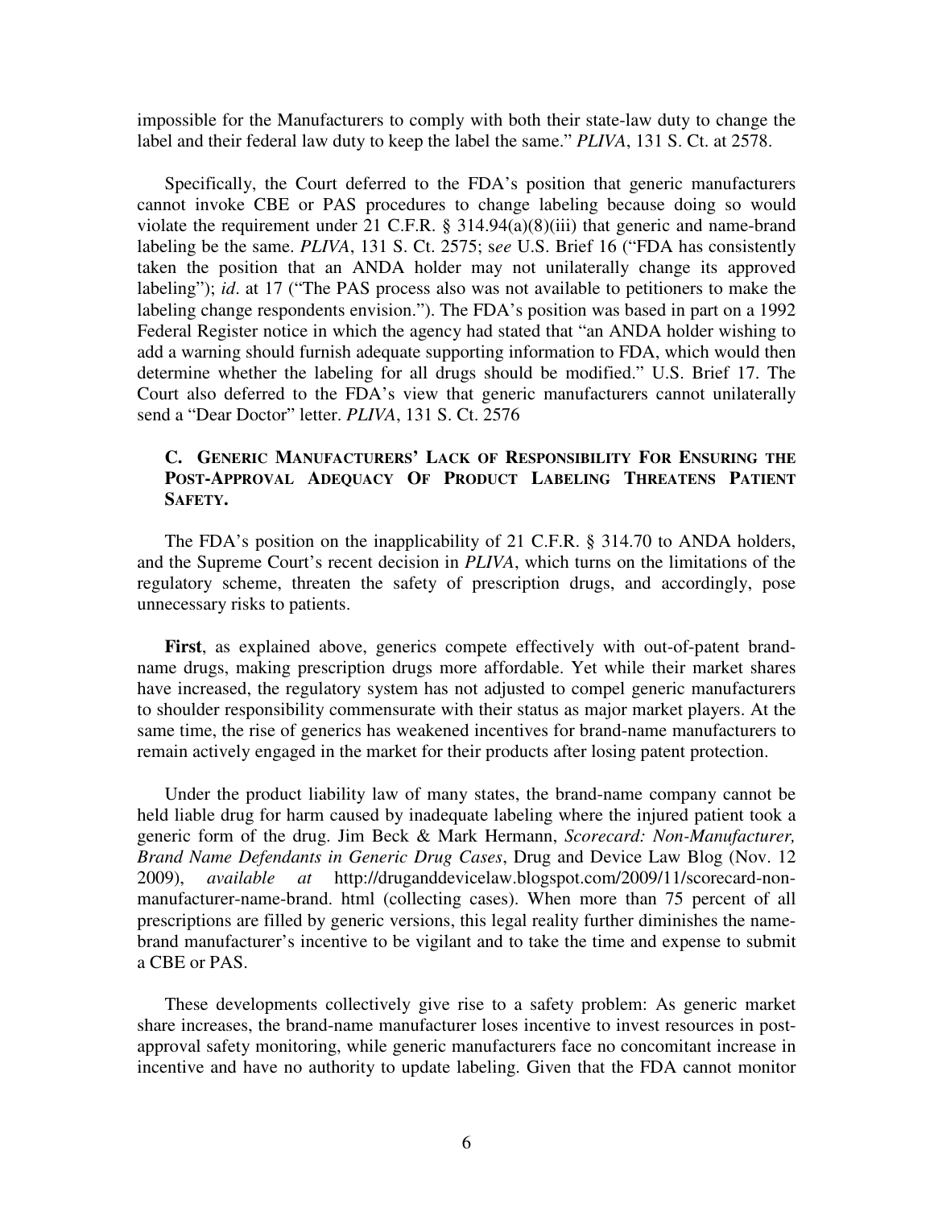impossible for the Manufacturers to comply with both their state-law duty to change the label and their federal law duty to keep the label the same." *PLIVA*, 131 S. Ct. at 2578.

Specifically, the Court deferred to the FDA's position that generic manufacturers cannot invoke CBE or PAS procedures to change labeling because doing so would violate the requirement under 21 C.F.R. § 314.94(a)(8)(iii) that generic and name-brand labeling be the same. *PLIVA*, 131 S. Ct. 2575; s*ee* U.S. Brief 16 ("FDA has consistently taken the position that an ANDA holder may not unilaterally change its approved labeling"); *id*. at 17 ("The PAS process also was not available to petitioners to make the labeling change respondents envision."). The FDA's position was based in part on a 1992 Federal Register notice in which the agency had stated that "an ANDA holder wishing to add a warning should furnish adequate supporting information to FDA, which would then determine whether the labeling for all drugs should be modified." U.S. Brief 17. The Court also deferred to the FDA's view that generic manufacturers cannot unilaterally send a "Dear Doctor" letter. *PLIVA*, 131 S. Ct. 2576

### C. GENERIC MANUFACTURERS' LACK OF RESPONSIBILITY FOR ENSURING THE POST-APPROVAL ADEQUACY OF PRODUCT LABELING THREATENS PATIENT SAFETY.

The FDA's position on the inapplicability of 21 C.F.R. § 314.70 to ANDA holders, and the Supreme Court's recent decision in *PLIVA*, which turns on the limitations of the regulatory scheme, threaten the safety of prescription drugs, and accordingly, pose unnecessary risks to patients.

**First**, as explained above, generics compete effectively with out-of-patent brand-name drugs, making prescription drugs more affordable. Yet while their market shares have increased, the regulatory system has not adjusted to compel generic manufacturers to shoulder responsibility commensurate with their status as major market players. At the same time, the rise of generics has weakened incentives for brand-name manufacturers to remain actively engaged in the market for their products after losing patent protection.

Under the product liability law of many states, the brand-name company cannot be held liable drug for harm caused by inadequate labeling where the injured patient took a generic form of the drug. Jim Beck & Mark Hermann, *Scorecard: Non-Manufacturer, Brand Name Defendants in Generic Drug Cases*, Drug and Device Law Blog (Nov. 12 2009), *available at* http://druganddevicelaw.blogspot.com/2009/11/scorecard-non-manufacturer-name-brand. html (collecting cases). When more than 75 percent of all prescriptions are filled by generic versions, this legal reality further diminishes the name-brand manufacturer's incentive to be vigilant and to take the time and expense to submit a CBE or PAS.

These developments collectively give rise to a safety problem: As generic market share increases, the brand-name manufacturer loses incentive to invest resources in post-approval safety monitoring, while generic manufacturers face no concomitant increase in incentive and have no authority to update labeling. Given that the FDA cannot monitor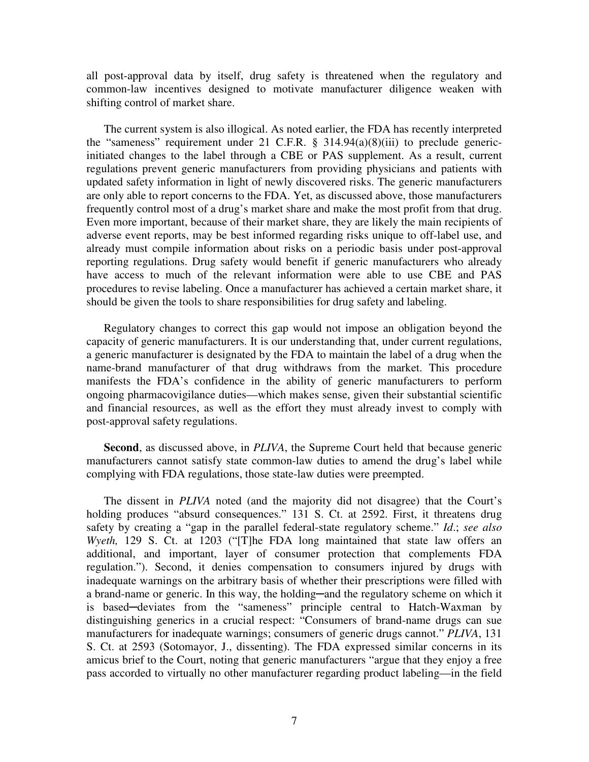all post-approval data by itself, drug safety is threatened when the regulatory and common-law incentives designed to motivate manufacturer diligence weaken with shifting control of market share.

The current system is also illogical. As noted earlier, the FDA has recently interpreted the "sameness" requirement under 21 C.F.R. § 314.94(a)(8)(iii) to preclude generic-initiated changes to the label through a CBE or PAS supplement. As a result, current regulations prevent generic manufacturers from providing physicians and patients with updated safety information in light of newly discovered risks. The generic manufacturers are only able to report concerns to the FDA. Yet, as discussed above, those manufacturers frequently control most of a drug's market share and make the most profit from that drug. Even more important, because of their market share, they are likely the main recipients of adverse event reports, may be best informed regarding risks unique to off-label use, and already must compile information about risks on a periodic basis under post-approval reporting regulations. Drug safety would benefit if generic manufacturers who already have access to much of the relevant information were able to use CBE and PAS procedures to revise labeling. Once a manufacturer has achieved a certain market share, it should be given the tools to share responsibilities for drug safety and labeling.

Regulatory changes to correct this gap would not impose an obligation beyond the capacity of generic manufacturers. It is our understanding that, under current regulations, a generic manufacturer is designated by the FDA to maintain the label of a drug when the name-brand manufacturer of that drug withdraws from the market. This procedure manifests the FDA's confidence in the ability of generic manufacturers to perform ongoing pharmacovigilance duties—which makes sense, given their substantial scientific and financial resources, as well as the effort they must already invest to comply with post-approval safety regulations.

**Second**, as discussed above, in *PLIVA*, the Supreme Court held that because generic manufacturers cannot satisfy state common-law duties to amend the drug's label while complying with FDA regulations, those state-law duties were preempted.

The dissent in *PLIVA* noted (and the majority did not disagree) that the Court's holding produces "absurd consequences." 131 S. Ct. at 2592. First, it threatens drug safety by creating a "gap in the parallel federal-state regulatory scheme." *Id*.; *see also Wyeth,* 129 S. Ct. at 1203 ("[T]he FDA long maintained that state law offers an additional, and important, layer of consumer protection that complements FDA regulation."). Second, it denies compensation to consumers injured by drugs with inadequate warnings on the arbitrary basis of whether their prescriptions were filled with a brand-name or generic. In this way, the holding─and the regulatory scheme on which it is based─deviates from the "sameness" principle central to Hatch-Waxman by distinguishing generics in a crucial respect: "Consumers of brand-name drugs can sue manufacturers for inadequate warnings; consumers of generic drugs cannot." *PLIVA*, 131 S. Ct. at 2593 (Sotomayor, J., dissenting). The FDA expressed similar concerns in its amicus brief to the Court, noting that generic manufacturers "argue that they enjoy a free pass accorded to virtually no other manufacturer regarding product labeling—in the field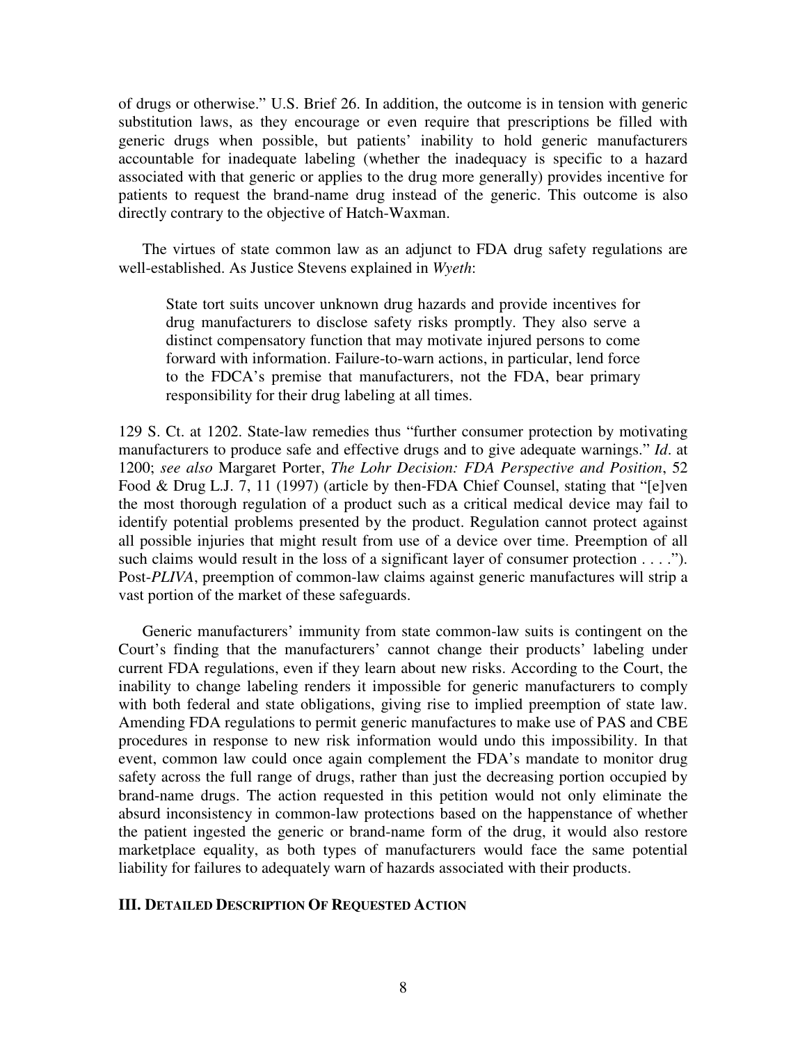of drugs or otherwise." U.S. Brief 26. In addition, the outcome is in tension with generic substitution laws, as they encourage or even require that prescriptions be filled with generic drugs when possible, but patients' inability to hold generic manufacturers accountable for inadequate labeling (whether the inadequacy is specific to a hazard associated with that generic or applies to the drug more generally) provides incentive for patients to request the brand-name drug instead of the generic. This outcome is also directly contrary to the objective of Hatch-Waxman.

The virtues of state common law as an adjunct to FDA drug safety regulations are well-established. As Justice Stevens explained in *Wyeth*:

> State tort suits uncover unknown drug hazards and provide incentives for drug manufacturers to disclose safety risks promptly. They also serve a distinct compensatory function that may motivate injured persons to come forward with information. Failure-to-warn actions, in particular, lend force to the FDCA's premise that manufacturers, not the FDA, bear primary responsibility for their drug labeling at all times.

129 S. Ct. at 1202. State-law remedies thus "further consumer protection by motivating manufacturers to produce safe and effective drugs and to give adequate warnings." *Id*. at 1200; *see also* Margaret Porter, *The Lohr Decision: FDA Perspective and Position*, 52 Food & Drug L.J. 7, 11 (1997) (article by then-FDA Chief Counsel, stating that "[e]ven the most thorough regulation of a product such as a critical medical device may fail to identify potential problems presented by the product. Regulation cannot protect against all possible injuries that might result from use of a device over time. Preemption of all such claims would result in the loss of a significant layer of consumer protection . . . ."). Post-*PLIVA*, preemption of common-law claims against generic manufactures will strip a vast portion of the market of these safeguards.

Generic manufacturers' immunity from state common-law suits is contingent on the Court's finding that the manufacturers' cannot change their products' labeling under current FDA regulations, even if they learn about new risks. According to the Court, the inability to change labeling renders it impossible for generic manufacturers to comply with both federal and state obligations, giving rise to implied preemption of state law. Amending FDA regulations to permit generic manufactures to make use of PAS and CBE procedures in response to new risk information would undo this impossibility. In that event, common law could once again complement the FDA's mandate to monitor drug safety across the full range of drugs, rather than just the decreasing portion occupied by brand-name drugs. The action requested in this petition would not only eliminate the absurd inconsistency in common-law protections based on the happenstance of whether the patient ingested the generic or brand-name form of the drug, it would also restore marketplace equality, as both types of manufacturers would face the same potential liability for failures to adequately warn of hazards associated with their products.

## III. DETAILED DESCRIPTION OF REQUESTED ACTION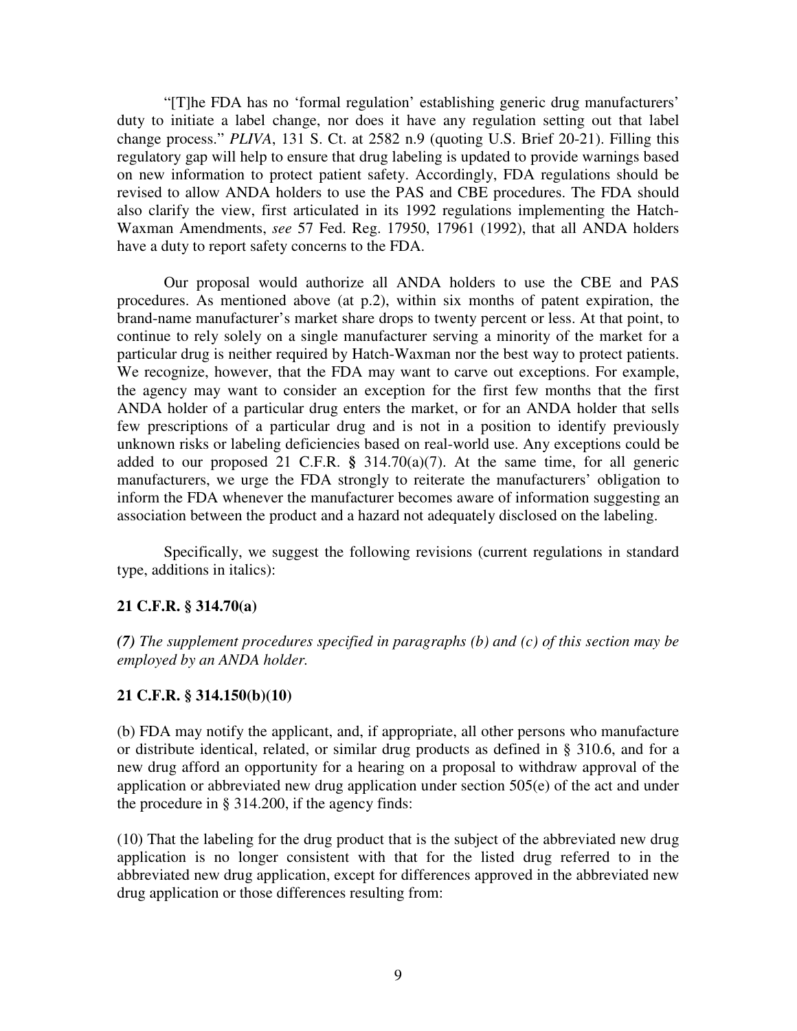"[T]he FDA has no 'formal regulation' establishing generic drug manufacturers' duty to initiate a label change, nor does it have any regulation setting out that label change process." *PLIVA*, 131 S. Ct. at 2582 n.9 (quoting U.S. Brief 20-21). Filling this regulatory gap will help to ensure that drug labeling is updated to provide warnings based on new information to protect patient safety. Accordingly, FDA regulations should be revised to allow ANDA holders to use the PAS and CBE procedures. The FDA should also clarify the view, first articulated in its 1992 regulations implementing the Hatch-Waxman Amendments, *see* 57 Fed. Reg. 17950, 17961 (1992), that all ANDA holders have a duty to report safety concerns to the FDA.

Our proposal would authorize all ANDA holders to use the CBE and PAS procedures. As mentioned above (at p.2), within six months of patent expiration, the brand-name manufacturer's market share drops to twenty percent or less. At that point, to continue to rely solely on a single manufacturer serving a minority of the market for a particular drug is neither required by Hatch-Waxman nor the best way to protect patients. We recognize, however, that the FDA may want to carve out exceptions. For example, the agency may want to consider an exception for the first few months that the first ANDA holder of a particular drug enters the market, or for an ANDA holder that sells few prescriptions of a particular drug and is not in a position to identify previously unknown risks or labeling deficiencies based on real-world use. Any exceptions could be added to our proposed 21 C.F.R. § 314.70(a)(7). At the same time, for all generic manufacturers, we urge the FDA strongly to reiterate the manufacturers' obligation to inform the FDA whenever the manufacturer becomes aware of information suggesting an association between the product and a hazard not adequately disclosed on the labeling.

Specifically, we suggest the following revisions (current regulations in standard type, additions in italics):

**21 C.F.R. § 314.70(a)**

***(7)*** *The supplement procedures specified in paragraphs (b) and (c) of this section may be employed by an ANDA holder.*

**21 C.F.R. § 314.150(b)(10)**

(b) FDA may notify the applicant, and, if appropriate, all other persons who manufacture or distribute identical, related, or similar drug products as defined in § 310.6, and for a new drug afford an opportunity for a hearing on a proposal to withdraw approval of the application or abbreviated new drug application under section 505(e) of the act and under the procedure in § 314.200, if the agency finds:

(10) That the labeling for the drug product that is the subject of the abbreviated new drug application is no longer consistent with that for the listed drug referred to in the abbreviated new drug application, except for differences approved in the abbreviated new drug application or those differences resulting from: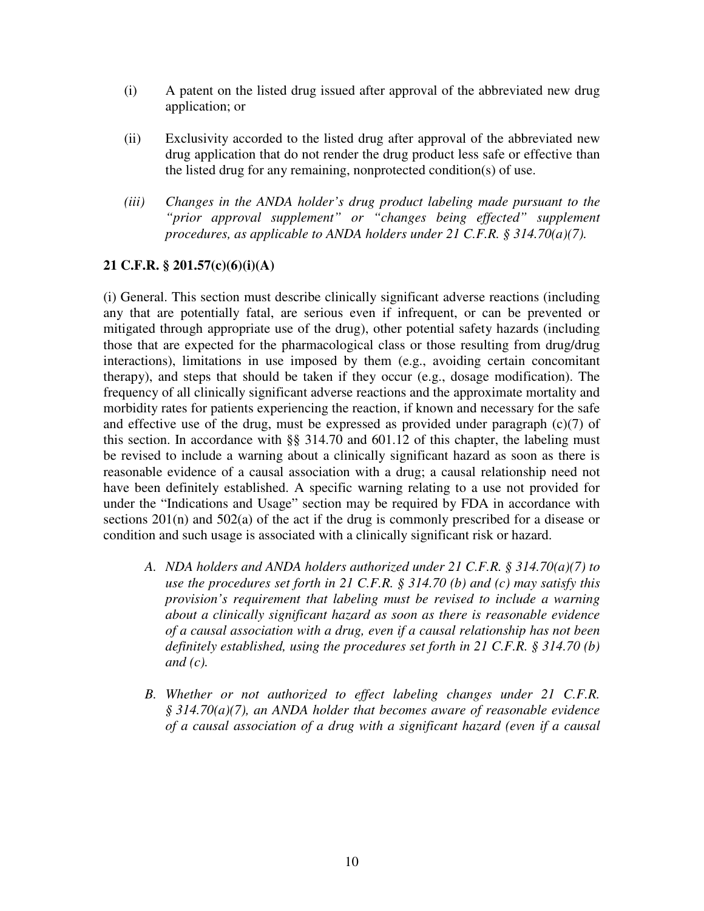(i) A patent on the listed drug issued after approval of the abbreviated new drug application; or

(ii) Exclusivity accorded to the listed drug after approval of the abbreviated new drug application that do not render the drug product less safe or effective than the listed drug for any remaining, nonprotected condition(s) of use.

*(iii) Changes in the ANDA holder's drug product labeling made pursuant to the "prior approval supplement" or "changes being effected" supplement procedures, as applicable to ANDA holders under 21 C.F.R. § 314.70(a)(7).*

**21 C.F.R. § 201.57(c)(6)(i)(A)**

(i) General. This section must describe clinically significant adverse reactions (including any that are potentially fatal, are serious even if infrequent, or can be prevented or mitigated through appropriate use of the drug), other potential safety hazards (including those that are expected for the pharmacological class or those resulting from drug/drug interactions), limitations in use imposed by them (e.g., avoiding certain concomitant therapy), and steps that should be taken if they occur (e.g., dosage modification). The frequency of all clinically significant adverse reactions and the approximate mortality and morbidity rates for patients experiencing the reaction, if known and necessary for the safe and effective use of the drug, must be expressed as provided under paragraph (c)(7) of this section. In accordance with §§ 314.70 and 601.12 of this chapter, the labeling must be revised to include a warning about a clinically significant hazard as soon as there is reasonable evidence of a causal association with a drug; a causal relationship need not have been definitely established. A specific warning relating to a use not provided for under the "Indications and Usage" section may be required by FDA in accordance with sections 201(n) and 502(a) of the act if the drug is commonly prescribed for a disease or condition and such usage is associated with a clinically significant risk or hazard.

*A. NDA holders and ANDA holders authorized under 21 C.F.R. § 314.70(a)(7) to use the procedures set forth in 21 C.F.R. § 314.70 (b) and (c) may satisfy this provision's requirement that labeling must be revised to include a warning about a clinically significant hazard as soon as there is reasonable evidence of a causal association with a drug, even if a causal relationship has not been definitely established, using the procedures set forth in 21 C.F.R. § 314.70 (b) and (c).*

*B. Whether or not authorized to effect labeling changes under 21 C.F.R. § 314.70(a)(7), an ANDA holder that becomes aware of reasonable evidence of a causal association of a drug with a significant hazard (even if a causal*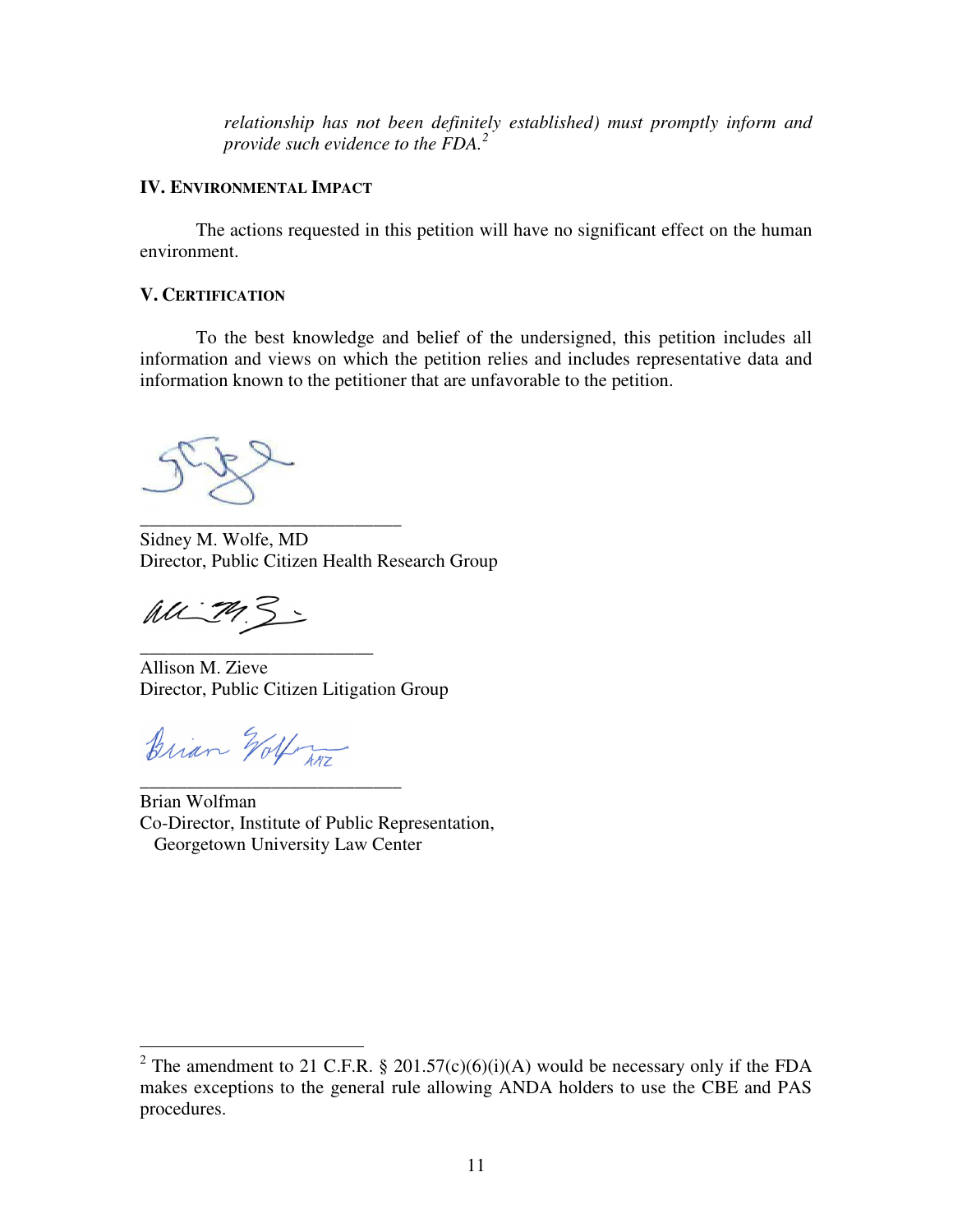*relationship has not been definitely established) must promptly inform and provide such evidence to the FDA.*[2]

## IV. Environmental Impact

The actions requested in this petition will have no significant effect on the human environment.

## V. Certification

To the best knowledge and belief of the undersigned, this petition includes all information and views on which the petition relies and includes representative data and information known to the petitioner that are unfavorable to the petition.

______________________________
Sidney M. Wolfe, MD
Director, Public Citizen Health Research Group

______________________________
Allison M. Zieve
Director, Public Citizen Litigation Group

______________________________
Brian Wolfman
Co-Director, Institute of Public Representation,
Georgetown University Law Center

---

[2] The amendment to 21 C.F.R. § 201.57(c)(6)(i)(A) would be necessary only if the FDA makes exceptions to the general rule allowing ANDA holders to use the CBE and PAS procedures.